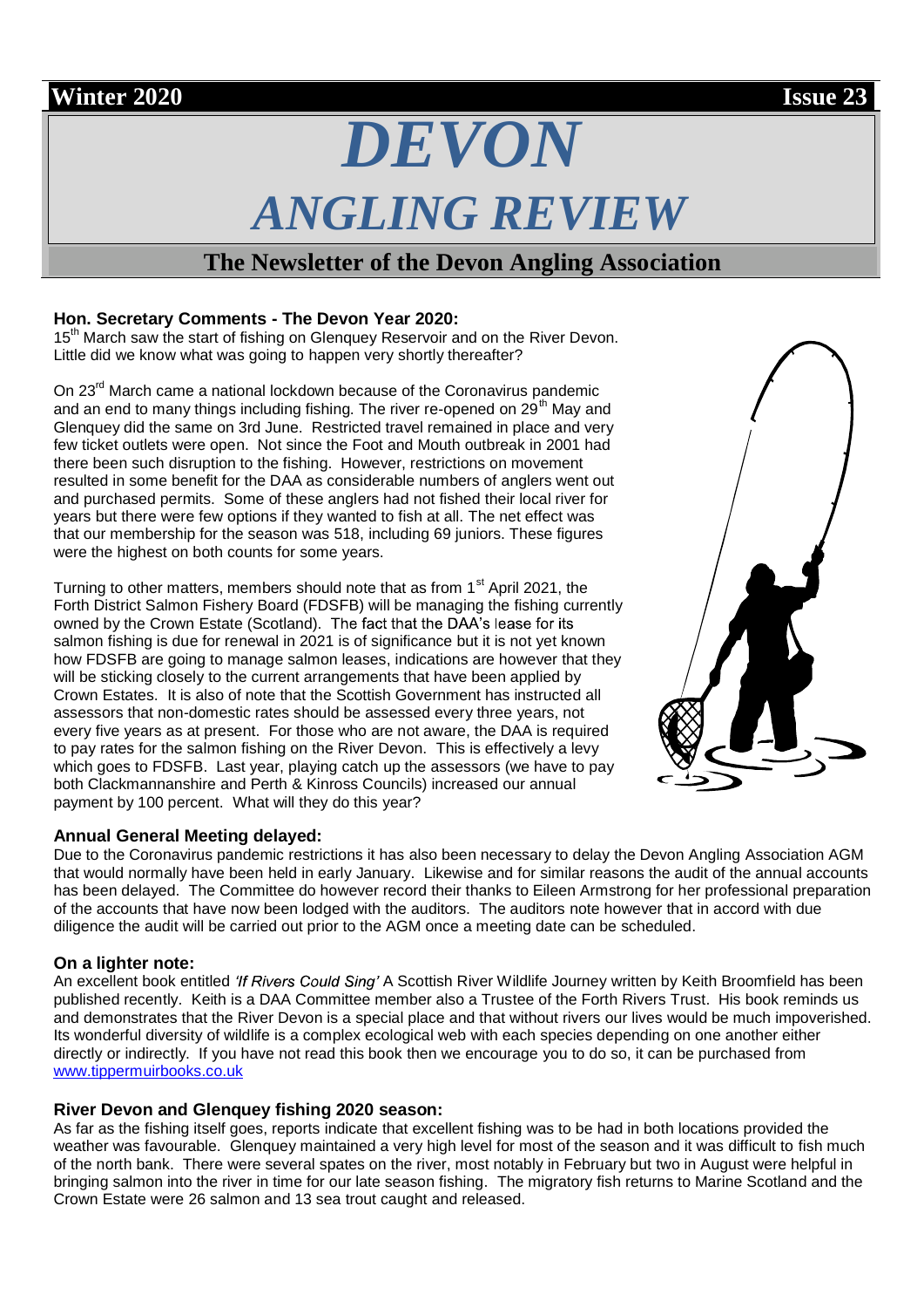**Winter 2020** **Issue 23**

# *DEVON*
# *ANGLING REVIEW*

## The Newsletter of the Devon Angling Association

### Hon. Secretary Comments - The Devon Year 2020:

15th March saw the start of fishing on Glenquey Reservoir and on the River Devon. Little did we know what was going to happen very shortly thereafter?

On 23rd March came a national lockdown because of the Coronavirus pandemic and an end to many things including fishing. The river re-opened on 29th May and Glenquey did the same on 3rd June. Restricted travel remained in place and very few ticket outlets were open. Not since the Foot and Mouth outbreak in 2001 had there been such disruption to the fishing. However, restrictions on movement resulted in some benefit for the DAA as considerable numbers of anglers went out and purchased permits. Some of these anglers had not fished their local river for years but there were few options if they wanted to fish at all. The net effect was that our membership for the season was 518, including 69 juniors. These figures were the highest on both counts for some years.

Turning to other matters, members should note that as from 1st April 2021, the Forth District Salmon Fishery Board (FDSFB) will be managing the fishing currently owned by the Crown Estate (Scotland). The fact that the DAA's lease for its salmon fishing is due for renewal in 2021 is of significance but it is not yet known how FDSFB are going to manage salmon leases, indications are however that they will be sticking closely to the current arrangements that have been applied by Crown Estates. It is also of note that the Scottish Government has instructed all assessors that non-domestic rates should be assessed every three years, not every five years as at present. For those who are not aware, the DAA is required to pay rates for the salmon fishing on the River Devon. This is effectively a levy which goes to FDSFB. Last year, playing catch up the assessors (we have to pay both Clackmannanshire and Perth & Kinross Councils) increased our annual payment by 100 percent. What will they do this year?

### Annual General Meeting delayed:

Due to the Coronavirus pandemic restrictions it has also been necessary to delay the Devon Angling Association AGM that would normally have been held in early January. Likewise and for similar reasons the audit of the annual accounts has been delayed. The Committee do however record their thanks to Eileen Armstrong for her professional preparation of the accounts that have now been lodged with the auditors. The auditors note however that in accord with due diligence the audit will be carried out prior to the AGM once a meeting date can be scheduled.

### On a lighter note:

An excellent book entitled *'If Rivers Could Sing'* A Scottish River Wildlife Journey written by Keith Broomfield has been published recently. Keith is a DAA Committee member also a Trustee of the Forth Rivers Trust. His book reminds us and demonstrates that the River Devon is a special place and that without rivers our lives would be much impoverished. Its wonderful diversity of wildlife is a complex ecological web with each species depending on one another either directly or indirectly. If you have not read this book then we encourage you to do so, it can be purchased from [www.tippermuirbooks.co.uk](http://www.tippermuirbooks.co.uk)

### River Devon and Glenquey fishing 2020 season:

As far as the fishing itself goes, reports indicate that excellent fishing was to be had in both locations provided the weather was favourable. Glenquey maintained a very high level for most of the season and it was difficult to fish much of the north bank. There were several spates on the river, most notably in February but two in August were helpful in bringing salmon into the river in time for our late season fishing. The migratory fish returns to Marine Scotland and the Crown Estate were 26 salmon and 13 sea trout caught and released.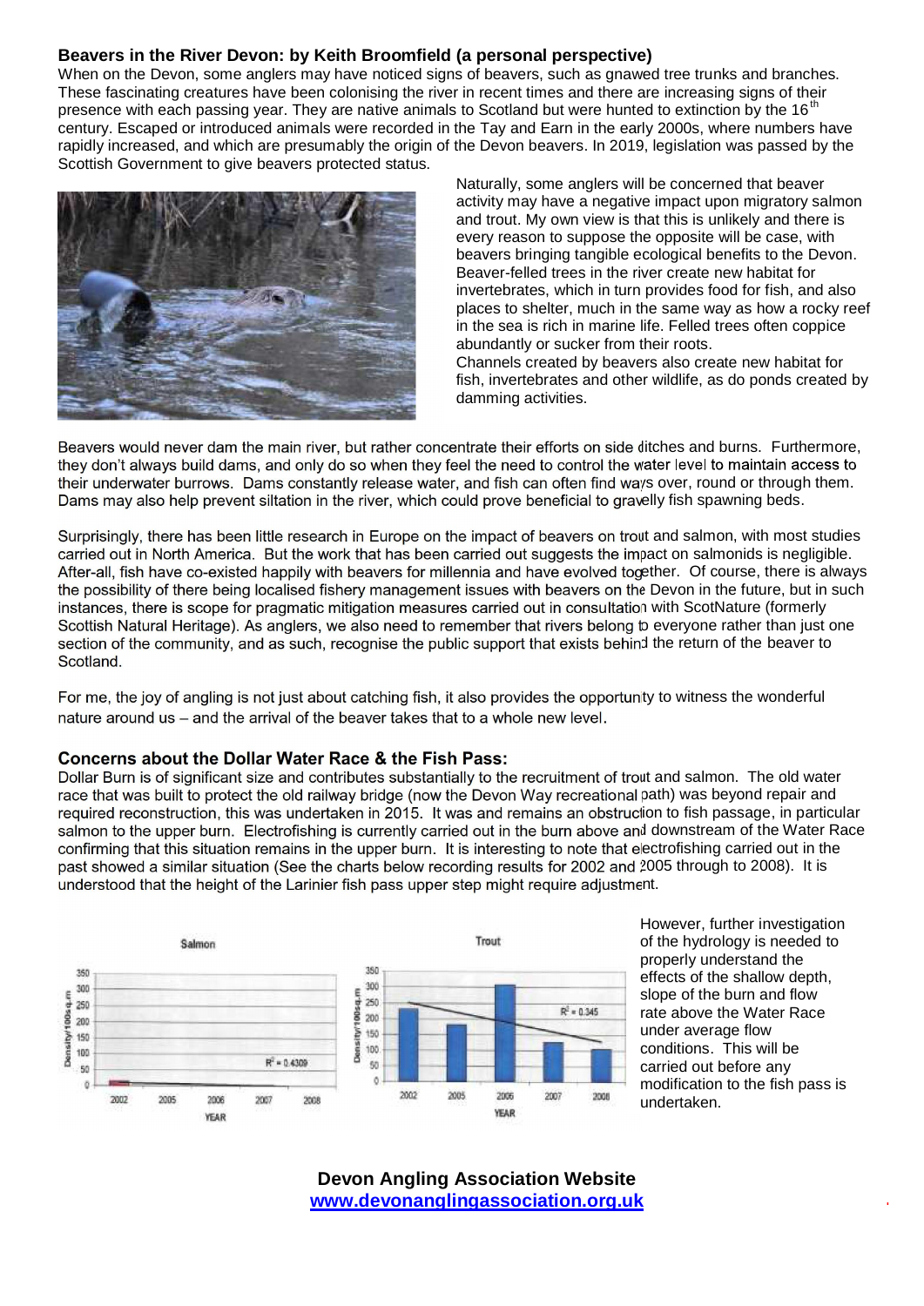## Beavers in the River Devon: by Keith Broomfield (a personal perspective)

When on the Devon, some anglers may have noticed signs of beavers, such as gnawed tree trunks and branches. These fascinating creatures have been colonising the river in recent times and there are increasing signs of their presence with each passing year. They are native animals to Scotland but were hunted to extinction by the 16th century. Escaped or introduced animals were recorded in the Tay and Earn in the early 2000s, where numbers have rapidly increased, and which are presumably the origin of the Devon beavers. In 2019, legislation was passed by the Scottish Government to give beavers protected status.

Naturally, some anglers will be concerned that beaver activity may have a negative impact upon migratory salmon and trout. My own view is that this is unlikely and there is every reason to suppose the opposite will be case, with beavers bringing tangible ecological benefits to the Devon. Beaver-felled trees in the river create new habitat for invertebrates, which in turn provides food for fish, and also places to shelter, much in the same way as how a rocky reef in the sea is rich in marine life. Felled trees often coppice abundantly or sucker from their roots.

Channels created by beavers also create new habitat for fish, invertebrates and other wildlife, as do ponds created by damming activities.

Beavers would never dam the main river, but rather concentrate their efforts on side ditches and burns. Furthermore, they don't always build dams, and only do so when they feel the need to control the water level to maintain access to their underwater burrows. Dams constantly release water, and fish can often find ways over, round or through them. Dams may also help prevent siltation in the river, which could prove beneficial to gravelly fish spawning beds.

Surprisingly, there has been little research in Europe on the impact of beavers on trout and salmon, with most studies carried out in North America. But the work that has been carried out suggests the impact on salmonids is negligible. After-all, fish have co-existed happily with beavers for millennia and have evolved together. Of course, there is always the possibility of there being localised fishery management issues with beavers on the Devon in the future, but in such instances, there is scope for pragmatic mitigation measures carried out in consultation with ScotNature (formerly Scottish Natural Heritage). As anglers, we also need to remember that rivers belong to everyone rather than just one section of the community, and as such, recognise the public support that exists behind the return of the beaver to Scotland.

For me, the joy of angling is not just about catching fish, it also provides the opportunity to witness the wonderful nature around us – and the arrival of the beaver takes that to a whole new level.

## Concerns about the Dollar Water Race & the Fish Pass:

Dollar Burn is of significant size and contributes substantially to the recruitment of trout and salmon. The old water race that was built to protect the old railway bridge (now the Devon Way recreational path) was beyond repair and required reconstruction, this was undertaken in 2015. It was and remains an obstruction to fish passage, in particular salmon to the upper burn. Electrofishing is currently carried out in the burn above and downstream of the Water Race confirming that this situation remains in the upper burn. It is interesting to note that electrofishing carried out in the past showed a similar situation (See the charts below recording results for 2002 and 2005 through to 2008). It is understood that the height of the Larinier fish pass upper step might require adjustment.

Salmon

Density/100sq.m

350
300
250
200
150
100
50
0

$R^2 = 0.4309$

2002 2005 2006 2007 2008

YEAR

Trout

Density/100sq.m

350
300
250
200
150
100
50
0

$R^2 = 0.345$

2002 2005 2006 2007 2008

YEAR

However, further investigation of the hydrology is needed to properly understand the effects of the shallow depth, slope of the burn and flow rate above the Water Race under average flow conditions. This will be carried out before any modification to the fish pass is undertaken.

**Devon Angling Association Website**
**www.devonanglingassociation.org.uk**